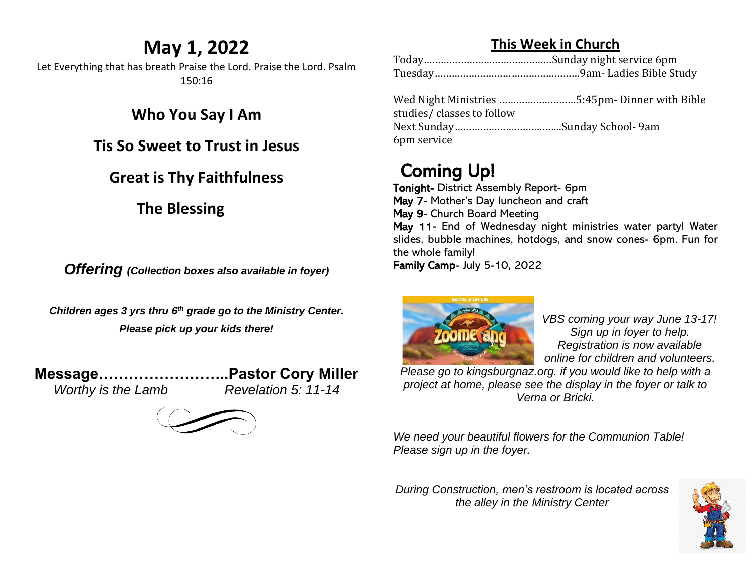# May 1, 2022

Let Everything that has breath Praise the Lord. Praise the Lord. Psalm 150:16

**Who You Say I Am**

**Tis So Sweet to Trust in Jesus**

**Great is Thy Faithfulness**

**The Blessing**

***Offering** (Collection boxes also available in foyer)*

***Children ages 3 yrs thru 6th grade go to the Ministry Center. Please pick up your kids there!***

**Message……………………..Pastor Cory Miller**

*Worthy is the Lamb* *Revelation 5: 11-14*

## This Week in Church

Today……………………………………….Sunday night service 6pm
Tuesday…………………………………………….9am- Ladies Bible Study

Wed Night Ministries ………………………5:45pm- Dinner with Bible studies/ classes to follow
Next Sunday………………………………..Sunday School- 9am
6pm service

## Coming Up!

**Tonight-** District Assembly Report- 6pm
**May 7**- Mother's Day luncheon and craft
**May 9**- Church Board Meeting
**May 11**- End of Wednesday night ministries water party! Water slides, bubble machines, hotdogs, and snow cones- 6pm. Fun for the whole family!
**Family Camp**- July 5-10, 2022

*VBS coming your way June 13-17! Sign up in foyer to help. Registration is now available online for children and volunteers. Please go to kingsburgnaz.org. if you would like to help with a project at home, please see the display in the foyer or talk to Verna or Bricki.*

*We need your beautiful flowers for the Communion Table! Please sign up in the foyer.*

*During Construction, men's restroom is located across the alley in the Ministry Center*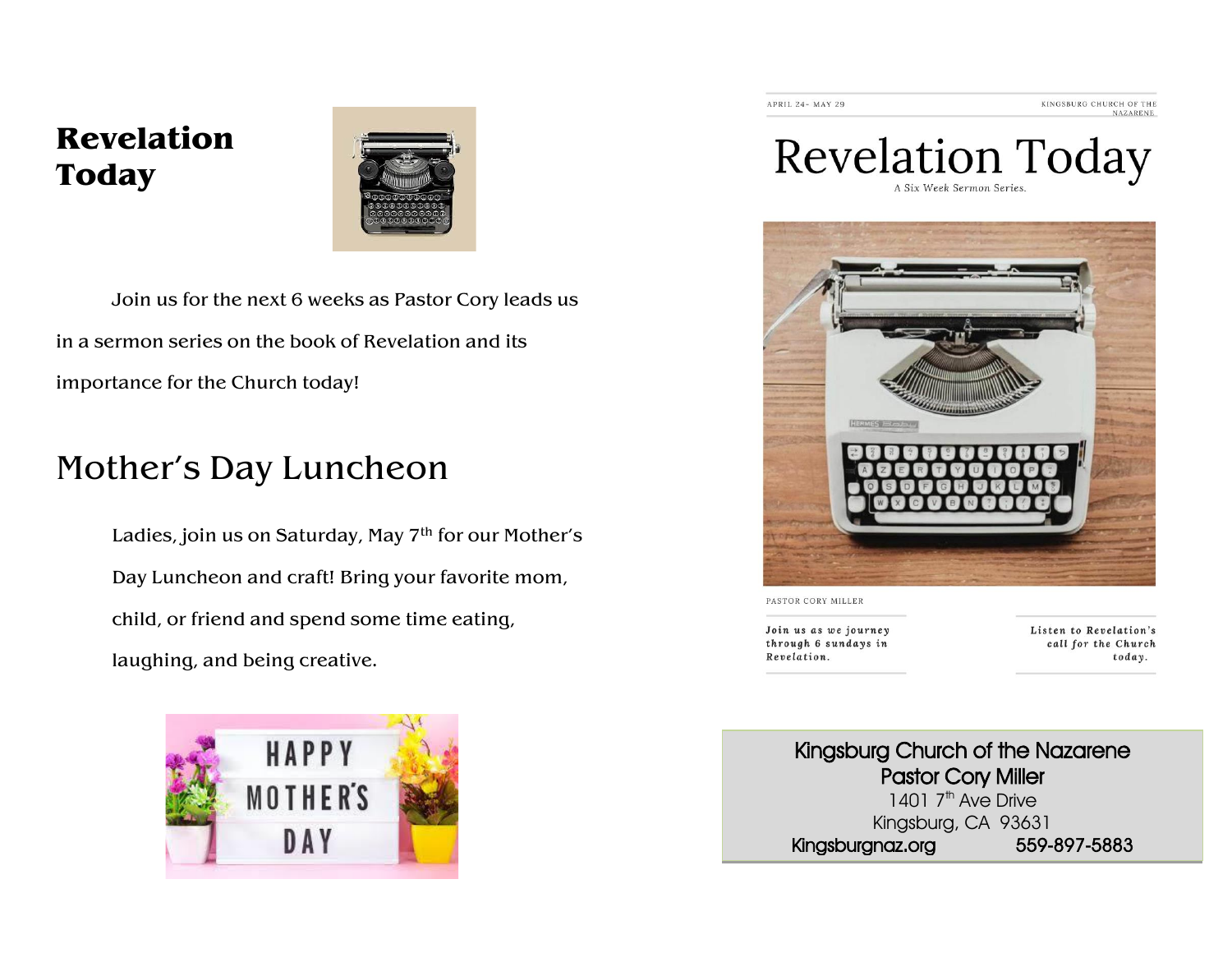# Revelation Today

Join us for the next 6 weeks as Pastor Cory leads us in a sermon series on the book of Revelation and its importance for the Church today!

## Mother's Day Luncheon

Ladies, join us on Saturday, May 7th for our Mother's Day Luncheon and craft! Bring your favorite mom, child, or friend and spend some time eating, laughing, and being creative.

HAPPY MOTHER'S DAY

APRIL 24- MAY 29

KINGSBURG CHURCH OF THE NAZARENE

# Revelation Today

A Six Week Sermon Series.

PASTOR CORY MILLER

*Join us as we journey through 6 sundays in Revelation.*

*Listen to Revelation's call for the Church today.*

**Kingsburg Church of the Nazarene**
**Pastor Cory Miller**
1401 7th Ave Drive
Kingsburg, CA 93631
Kingsburgnaz.org 559-897-5883